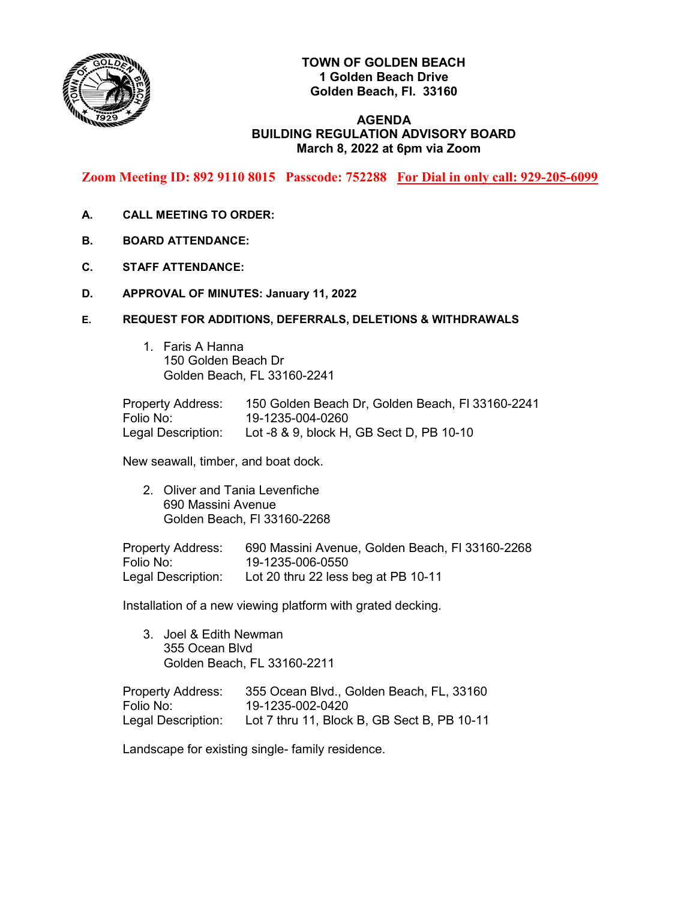**TOWN OF GOLDEN BEACH**
**1 Golden Beach Drive**
**Golden Beach, Fl. 33160**

# AGENDA
## BUILDING REGULATION ADVISORY BOARD
**March 8, 2022 at 6pm via Zoom**

**Zoom Meeting ID: 892 9110 8015   Passcode: 752288   For Dial in only call: 929-205-6099**

**A. CALL MEETING TO ORDER:**

**B. BOARD ATTENDANCE:**

**C. STAFF ATTENDANCE:**

**D. APPROVAL OF MINUTES: January 11, 2022**

**E. REQUEST FOR ADDITIONS, DEFERRALS, DELETIONS & WITHDRAWALS**

1. Faris A Hanna
   150 Golden Beach Dr
   Golden Beach, FL 33160-2241

Property Address: 150 Golden Beach Dr, Golden Beach, Fl 33160-2241
Folio No: 19-1235-004-0260
Legal Description: Lot -8 & 9, block H, GB Sect D, PB 10-10

New seawall, timber, and boat dock.

2. Oliver and Tania Levenfiche
   690 Massini Avenue
   Golden Beach, Fl 33160-2268

Property Address: 690 Massini Avenue, Golden Beach, Fl 33160-2268
Folio No: 19-1235-006-0550
Legal Description: Lot 20 thru 22 less beg at PB 10-11

Installation of a new viewing platform with grated decking.

3. Joel & Edith Newman
   355 Ocean Blvd
   Golden Beach, FL 33160-2211

Property Address: 355 Ocean Blvd., Golden Beach, FL, 33160
Folio No: 19-1235-002-0420
Legal Description: Lot 7 thru 11, Block B, GB Sect B, PB 10-11

Landscape for existing single- family residence.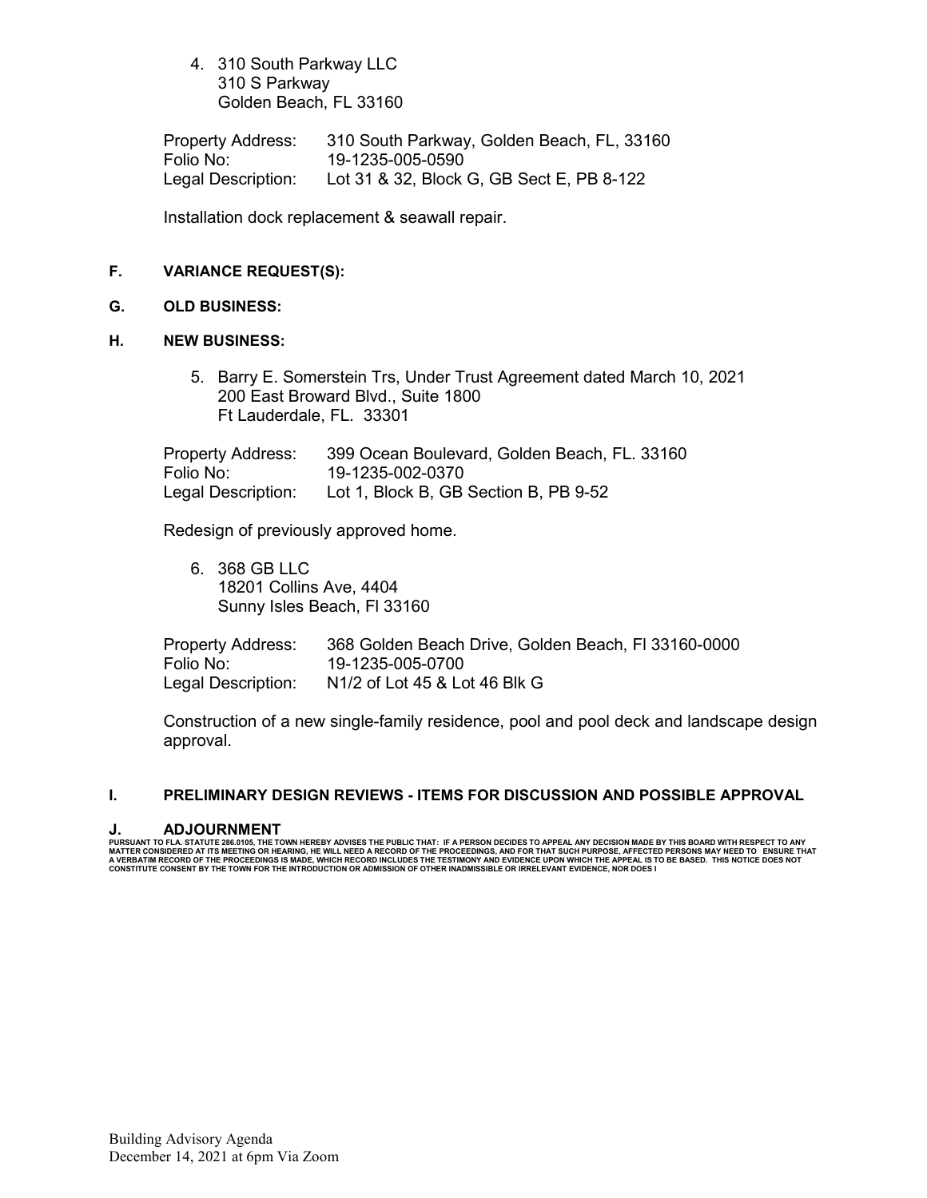4. 310 South Parkway LLC
   310 S Parkway
   Golden Beach, FL 33160

| | |
|---|---|
| Property Address: | 310 South Parkway, Golden Beach, FL, 33160 |
| Folio No: | 19-1235-005-0590 |
| Legal Description: | Lot 31 & 32, Block G, GB Sect E, PB 8-122 |

Installation dock replacement & seawall repair.

**F. VARIANCE REQUEST(S):**

**G. OLD BUSINESS:**

**H. NEW BUSINESS:**

5. Barry E. Somerstein Trs, Under Trust Agreement dated March 10, 2021
   200 East Broward Blvd., Suite 1800
   Ft Lauderdale, FL. 33301

| | |
|---|---|
| Property Address: | 399 Ocean Boulevard, Golden Beach, FL. 33160 |
| Folio No: | 19-1235-002-0370 |
| Legal Description: | Lot 1, Block B, GB Section B, PB 9-52 |

Redesign of previously approved home.

6. 368 GB LLC
   18201 Collins Ave, 4404
   Sunny Isles Beach, Fl 33160

| | |
|---|---|
| Property Address: | 368 Golden Beach Drive, Golden Beach, Fl 33160-0000 |
| Folio No: | 19-1235-005-0700 |
| Legal Description: | N1/2 of Lot 45 & Lot 46 Blk G |

Construction of a new single-family residence, pool and pool deck and landscape design approval.

**I. PRELIMINARY DESIGN REVIEWS - ITEMS FOR DISCUSSION AND POSSIBLE APPROVAL**

**J. ADJOURNMENT**

PURSUANT TO FLA. STATUTE 286.0105, THE TOWN HEREBY ADVISES THE PUBLIC THAT: IF A PERSON DECIDES TO APPEAL ANY DECISION MADE BY THIS BOARD WITH RESPECT TO ANY MATTER CONSIDERED AT ITS MEETING OR HEARING, HE WILL NEED A RECORD OF THE PROCEEDINGS, AND FOR THAT SUCH PURPOSE, AFFECTED PERSONS MAY NEED TO ENSURE THAT A VERBATIM RECORD OF THE PROCEEDINGS IS MADE, WHICH RECORD INCLUDES THE TESTIMONY AND EVIDENCE UPON WHICH THE APPEAL IS TO BE BASED. THIS NOTICE DOES NOT CONSTITUTE CONSENT BY THE TOWN FOR THE INTRODUCTION OR ADMISSION OF OTHER INADMISSIBLE OR IRRELEVANT EVIDENCE, NOR DOES I

Building Advisory Agenda
December 14, 2021 at 6pm Via Zoom